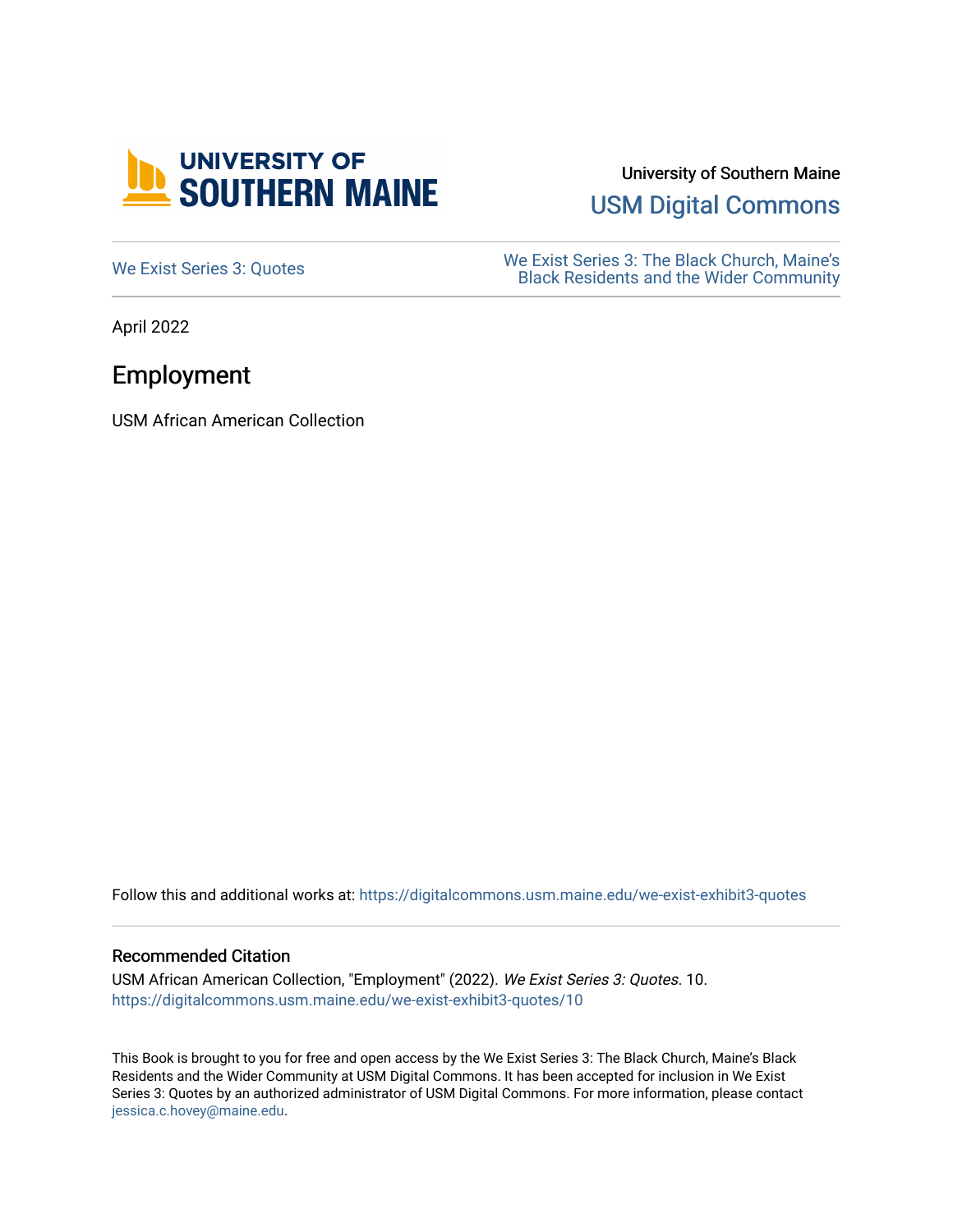University of Southern Maine

USM Digital Commons

We Exist Series 3: Quotes

We Exist Series 3: The Black Church, Maine's Black Residents and the Wider Community

April 2022

# Employment

USM African American Collection

Follow this and additional works at: https://digitalcommons.usm.maine.edu/we-exist-exhibit3-quotes

## Recommended Citation

USM African American Collection, "Employment" (2022). *We Exist Series 3: Quotes*. 10.
https://digitalcommons.usm.maine.edu/we-exist-exhibit3-quotes/10

This Book is brought to you for free and open access by the We Exist Series 3: The Black Church, Maine's Black Residents and the Wider Community at USM Digital Commons. It has been accepted for inclusion in We Exist Series 3: Quotes by an authorized administrator of USM Digital Commons. For more information, please contact jessica.c.hovey@maine.edu.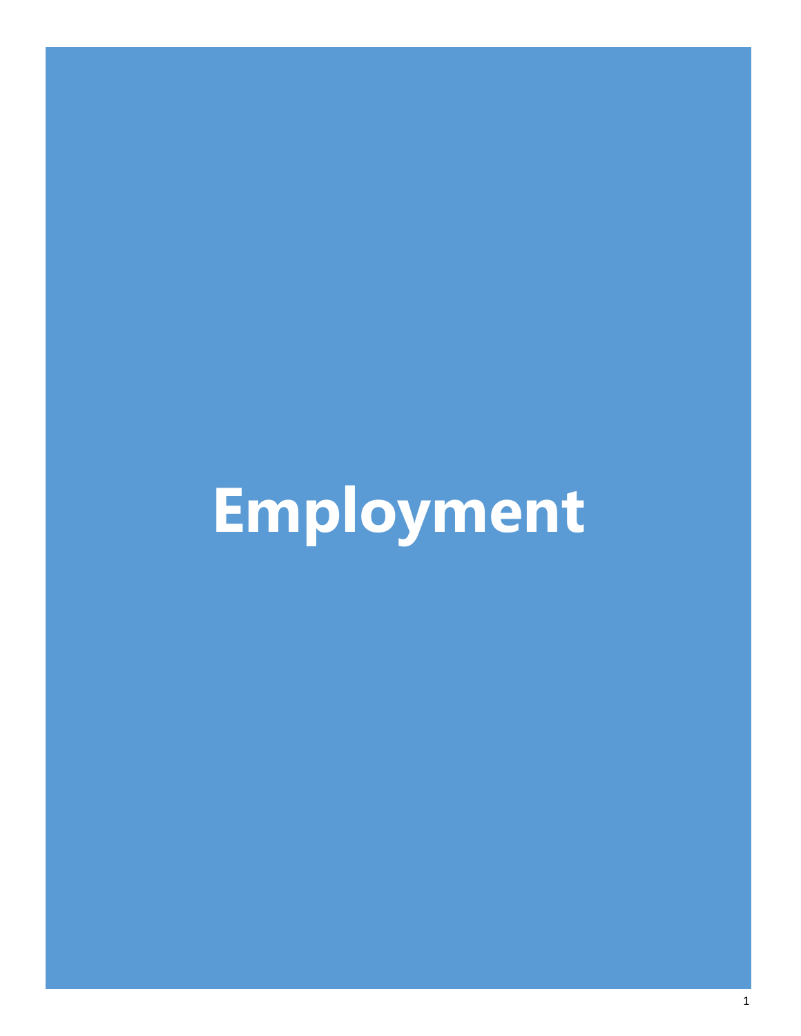# Employment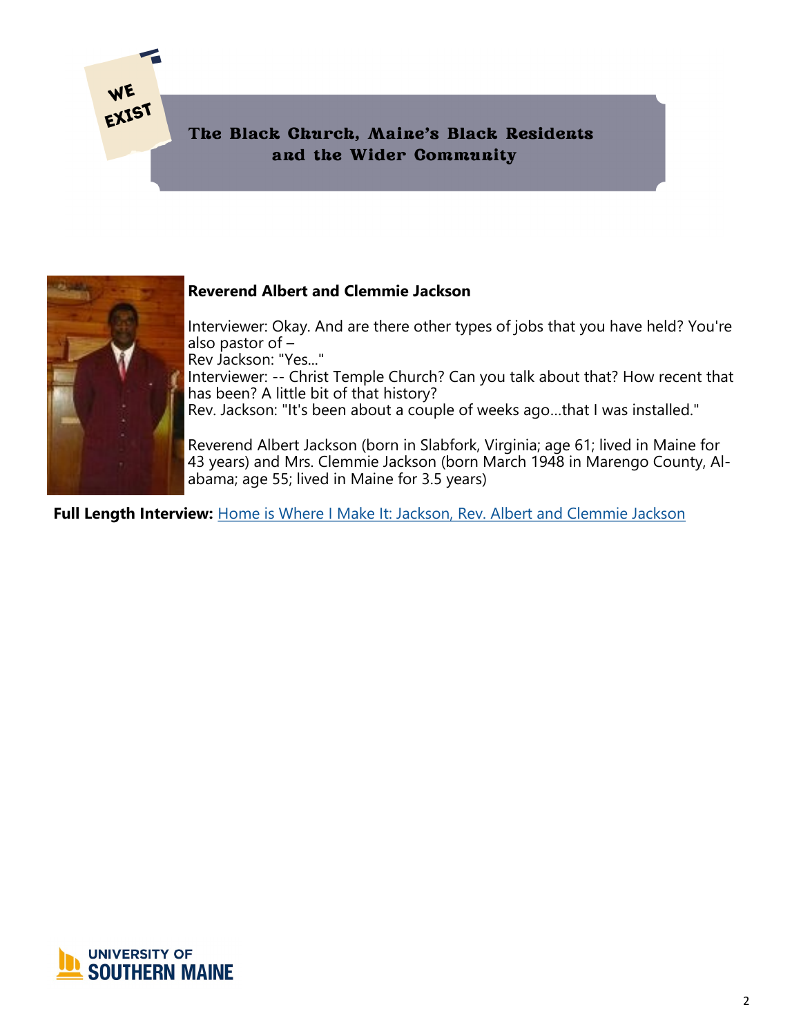WE EXIST

## The Black Church, Maine's Black Residents and the Wider Community

**Reverend Albert and Clemmie Jackson**

Interviewer: Okay. And are there other types of jobs that you have held? You're also pastor of –
Rev Jackson: "Yes..."
Interviewer: -- Christ Temple Church? Can you talk about that? How recent that has been? A little bit of that history?
Rev. Jackson: "It's been about a couple of weeks ago...that I was installed."

Reverend Albert Jackson (born in Slabfork, Virginia; age 61; lived in Maine for 43 years) and Mrs. Clemmie Jackson (born March 1948 in Marengo County, Alabama; age 55; lived in Maine for 3.5 years)

**Full Length Interview:** Home is Where I Make It: Jackson, Rev. Albert and Clemmie Jackson

UNIVERSITY OF SOUTHERN MAINE